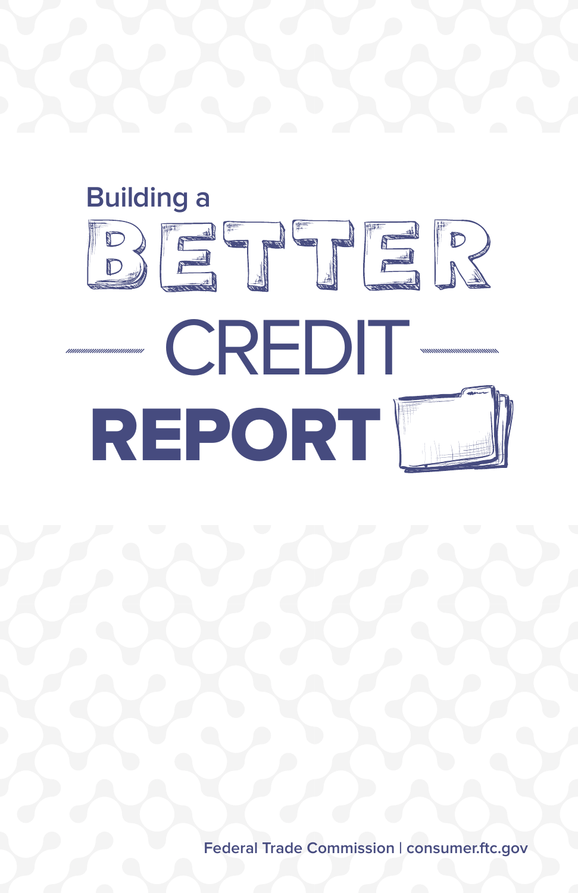# Building a BETTER CREDIT REPORT

Federal Trade Commission | consumer.ftc.gov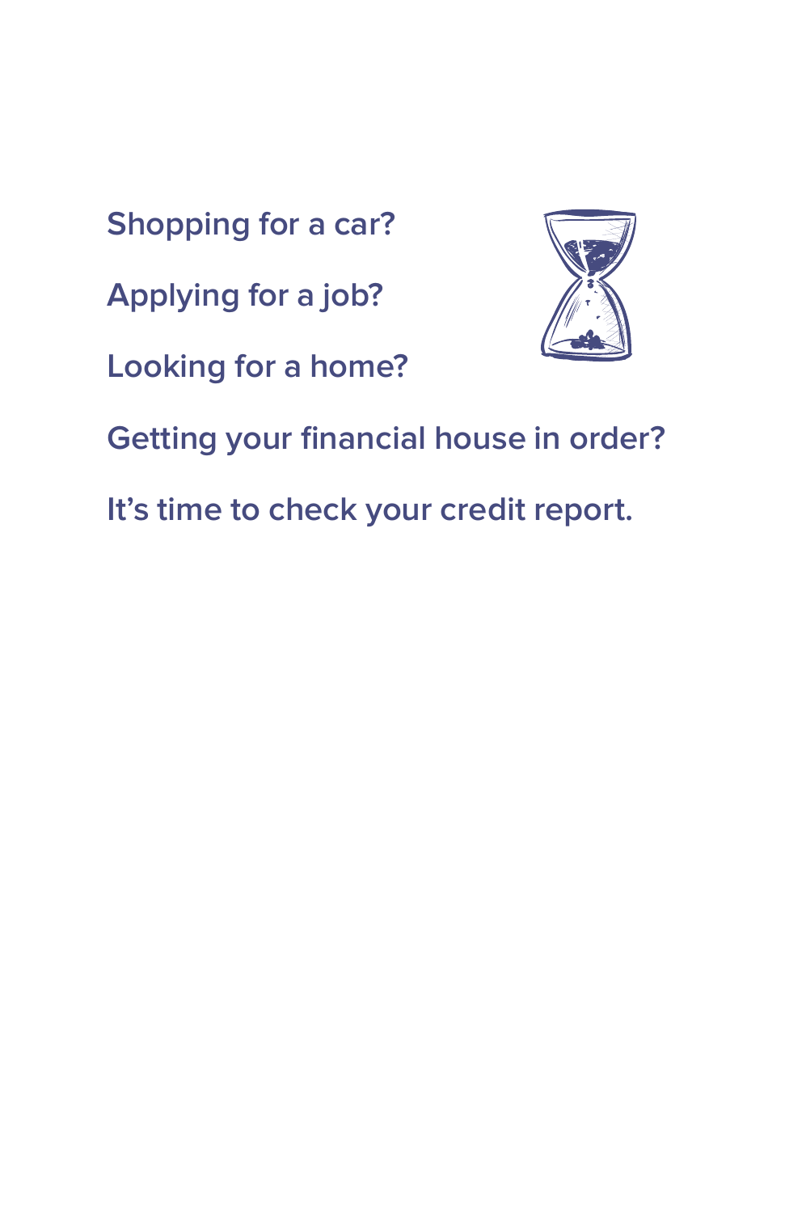**Shopping for a car?**

**Applying for a job?**

**Looking for a home?**

**Getting your financial house in order?**

**It's time to check your credit report.**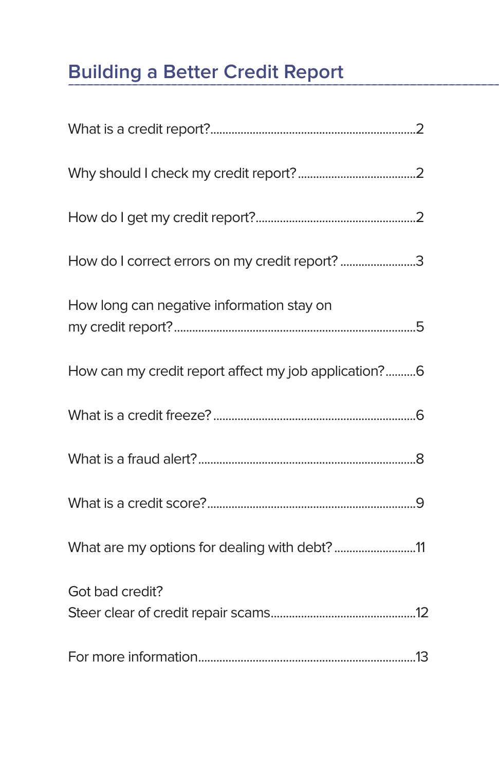# Building a Better Credit Report

What is a credit report?..................................................................2

Why should I check my credit report?......................................2

How do I get my credit report?....................................................2

How do I correct errors on my credit report? .........................3

How long can negative information stay on
my credit report?...............................................................................5

How can my credit report affect my job application?..........6

What is a credit freeze? .................................................................6

What is a fraud alert?.......................................................................8

What is a credit score?....................................................................9

What are my options for dealing with debt? ..........................11

Got bad credit?
Steer clear of credit repair scams...............................................12

For more information.......................................................................13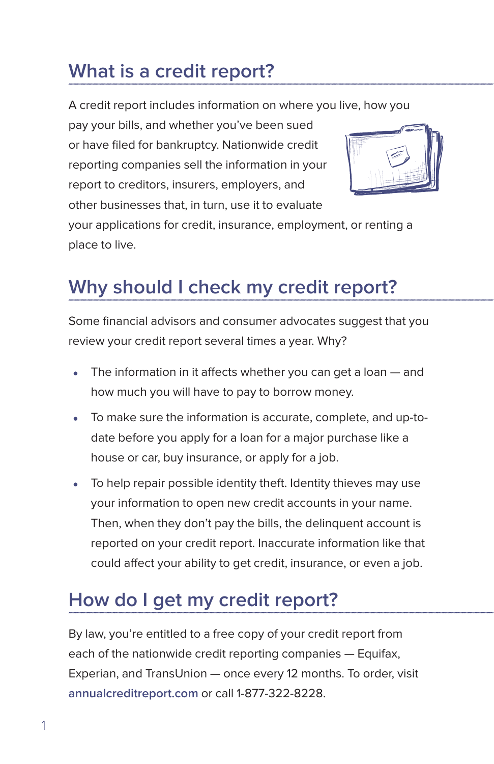## What is a credit report?

A credit report includes information on where you live, how you pay your bills, and whether you've been sued or have filed for bankruptcy. Nationwide credit reporting companies sell the information in your report to creditors, insurers, employers, and other businesses that, in turn, use it to evaluate your applications for credit, insurance, employment, or renting a place to live.

## Why should I check my credit report?

Some financial advisors and consumer advocates suggest that you review your credit report several times a year. Why?

- The information in it affects whether you can get a loan — and how much you will have to pay to borrow money.
- To make sure the information is accurate, complete, and up-to-date before you apply for a loan for a major purchase like a house or car, buy insurance, or apply for a job.
- To help repair possible identity theft. Identity thieves may use your information to open new credit accounts in your name. Then, when they don't pay the bills, the delinquent account is reported on your credit report. Inaccurate information like that could affect your ability to get credit, insurance, or even a job.

## How do I get my credit report?

By law, you're entitled to a free copy of your credit report from each of the nationwide credit reporting companies — Equifax, Experian, and TransUnion — once every 12 months. To order, visit **annualcreditreport.com** or call 1-877-322-8228.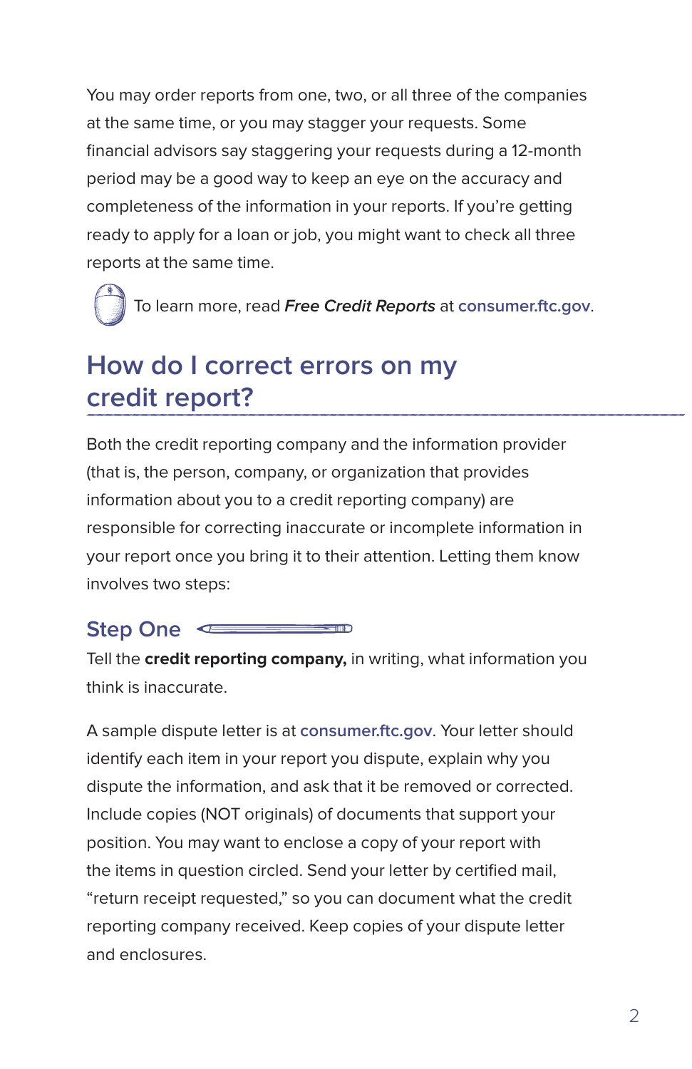You may order reports from one, two, or all three of the companies at the same time, or you may stagger your requests. Some financial advisors say staggering your requests during a 12-month period may be a good way to keep an eye on the accuracy and completeness of the information in your reports. If you're getting ready to apply for a loan or job, you might want to check all three reports at the same time.

To learn more, read ***Free Credit Reports*** at consumer.ftc.gov.

## How do I correct errors on my credit report?

Both the credit reporting company and the information provider (that is, the person, company, or organization that provides information about you to a credit reporting company) are responsible for correcting inaccurate or incomplete information in your report once you bring it to their attention. Letting them know involves two steps:

### Step One

Tell the **credit reporting company,** in writing, what information you think is inaccurate.

A sample dispute letter is at consumer.ftc.gov. Your letter should identify each item in your report you dispute, explain why you dispute the information, and ask that it be removed or corrected. Include copies (NOT originals) of documents that support your position. You may want to enclose a copy of your report with the items in question circled. Send your letter by certified mail, "return receipt requested," so you can document what the credit reporting company received. Keep copies of your dispute letter and enclosures.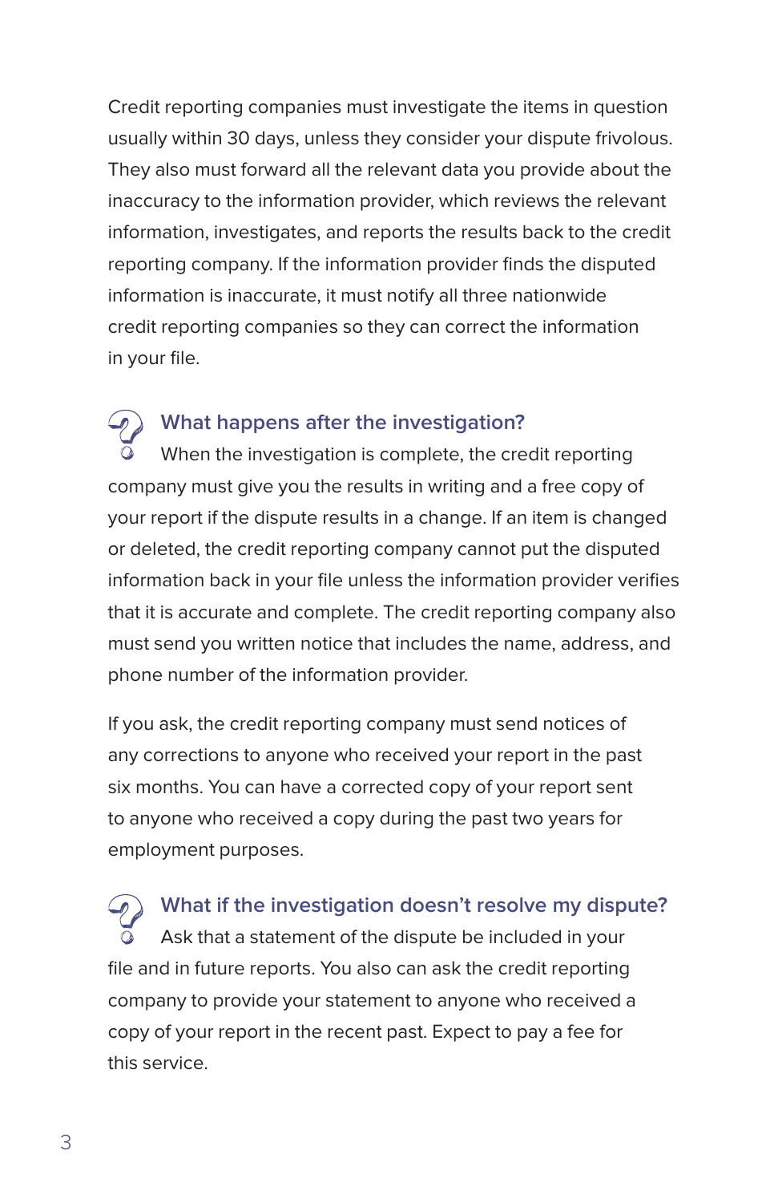Credit reporting companies must investigate the items in question usually within 30 days, unless they consider your dispute frivolous. They also must forward all the relevant data you provide about the inaccuracy to the information provider, which reviews the relevant information, investigates, and reports the results back to the credit reporting company. If the information provider finds the disputed information is inaccurate, it must notify all three nationwide credit reporting companies so they can correct the information in your file.

### What happens after the investigation?

When the investigation is complete, the credit reporting company must give you the results in writing and a free copy of your report if the dispute results in a change. If an item is changed or deleted, the credit reporting company cannot put the disputed information back in your file unless the information provider verifies that it is accurate and complete. The credit reporting company also must send you written notice that includes the name, address, and phone number of the information provider.

If you ask, the credit reporting company must send notices of any corrections to anyone who received your report in the past six months. You can have a corrected copy of your report sent to anyone who received a copy during the past two years for employment purposes.

### What if the investigation doesn't resolve my dispute?

Ask that a statement of the dispute be included in your file and in future reports. You also can ask the credit reporting company to provide your statement to anyone who received a copy of your report in the recent past. Expect to pay a fee for this service.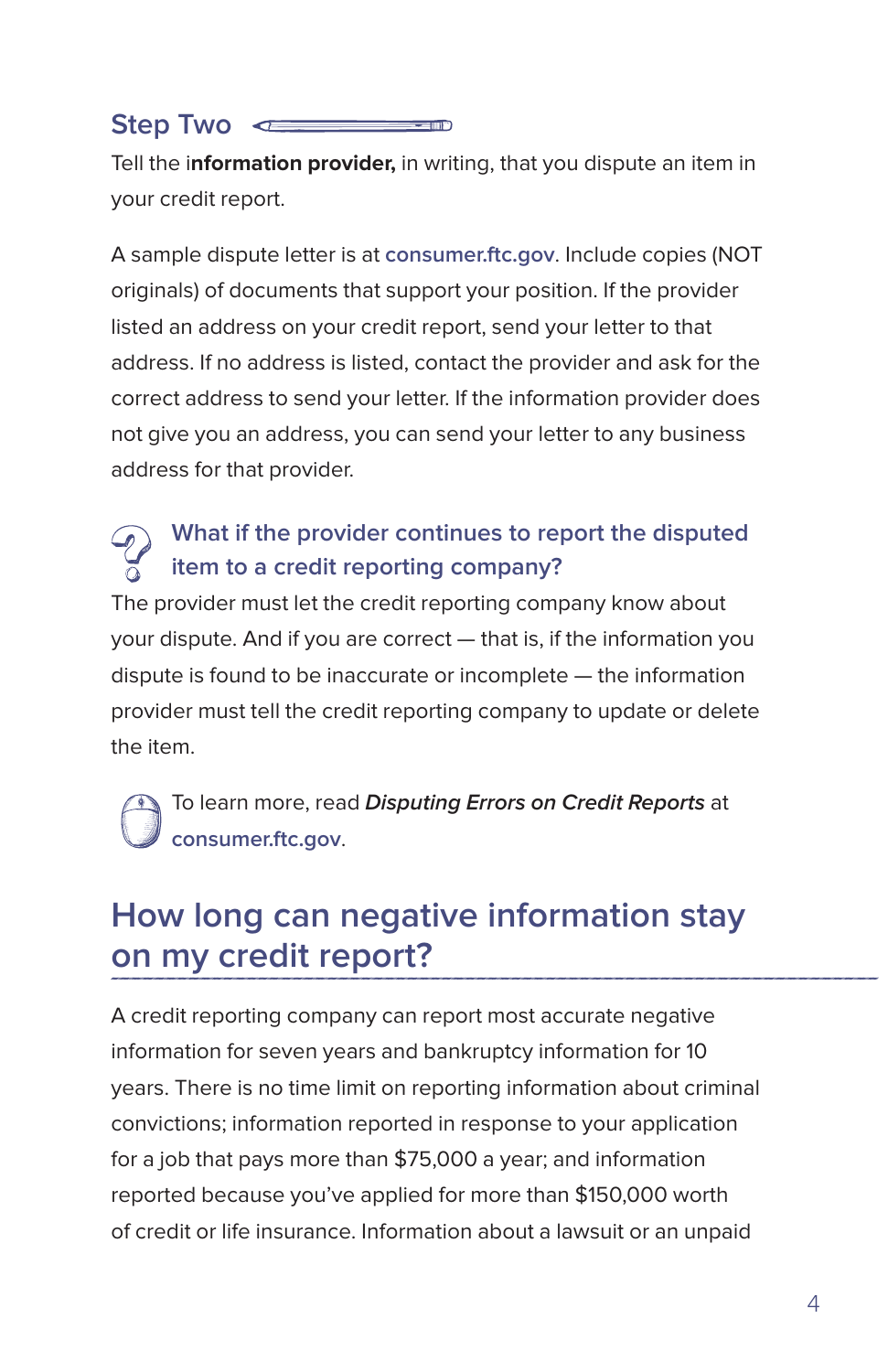### Step Two

Tell the i**nformation provider,** in writing, that you dispute an item in your credit report.

A sample dispute letter is at consumer.ftc.gov. Include copies (NOT originals) of documents that support your position. If the provider listed an address on your credit report, send your letter to that address. If no address is listed, contact the provider and ask for the correct address to send your letter. If the information provider does not give you an address, you can send your letter to any business address for that provider.

#### What if the provider continues to report the disputed item to a credit reporting company?

The provider must let the credit reporting company know about your dispute. And if you are correct — that is, if the information you dispute is found to be inaccurate or incomplete — the information provider must tell the credit reporting company to update or delete the item.

To learn more, read ***Disputing Errors on Credit Reports*** at consumer.ftc.gov.

## How long can negative information stay on my credit report?

A credit reporting company can report most accurate negative information for seven years and bankruptcy information for 10 years. There is no time limit on reporting information about criminal convictions; information reported in response to your application for a job that pays more than $75,000 a year; and information reported because you've applied for more than $150,000 worth of credit or life insurance. Information about a lawsuit or an unpaid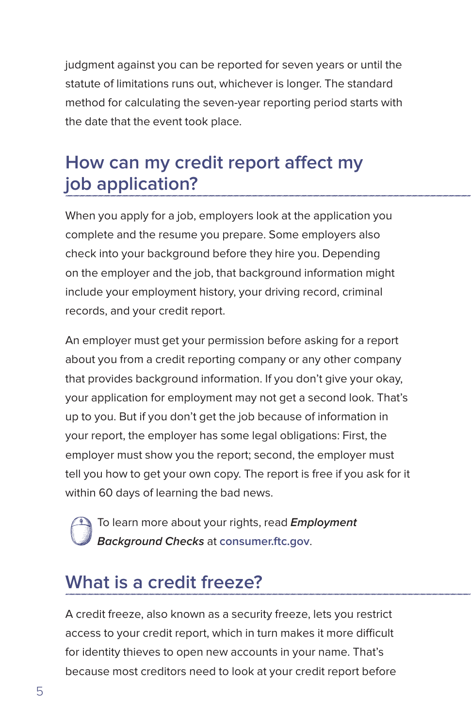judgment against you can be reported for seven years or until the statute of limitations runs out, whichever is longer. The standard method for calculating the seven-year reporting period starts with the date that the event took place.

## How can my credit report affect my job application?

When you apply for a job, employers look at the application you complete and the resume you prepare. Some employers also check into your background before they hire you. Depending on the employer and the job, that background information might include your employment history, your driving record, criminal records, and your credit report.

An employer must get your permission before asking for a report about you from a credit reporting company or any other company that provides background information. If you don't give your okay, your application for employment may not get a second look. That's up to you. But if you don't get the job because of information in your report, the employer has some legal obligations: First, the employer must show you the report; second, the employer must tell you how to get your own copy. The report is free if you ask for it within 60 days of learning the bad news.

To learn more about your rights, read ***Employment Background Checks*** at **consumer.ftc.gov**.

## What is a credit freeze?

A credit freeze, also known as a security freeze, lets you restrict access to your credit report, which in turn makes it more difficult for identity thieves to open new accounts in your name. That's because most creditors need to look at your credit report before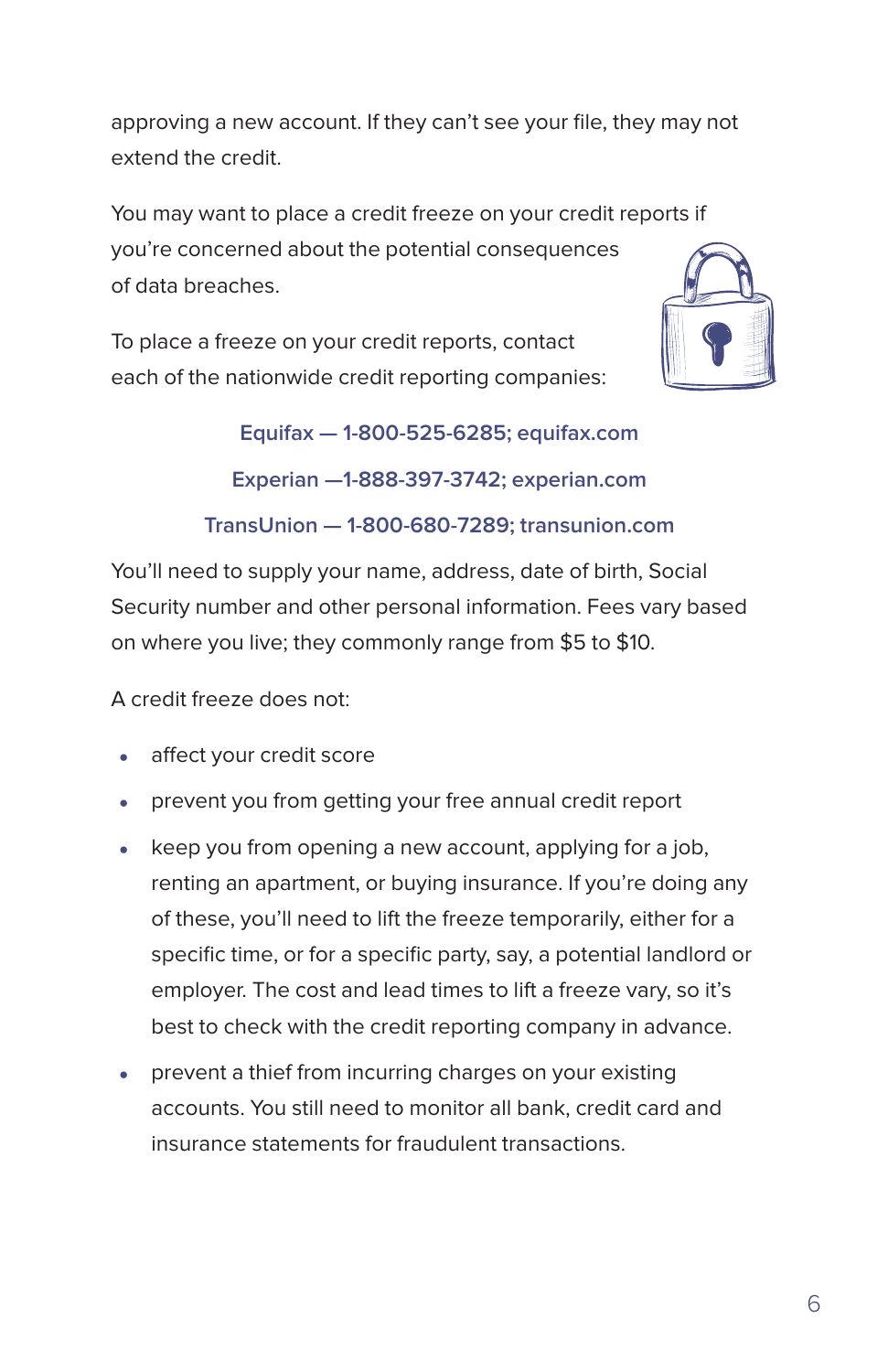approving a new account. If they can't see your file, they may not extend the credit.

You may want to place a credit freeze on your credit reports if you're concerned about the potential consequences of data breaches.

To place a freeze on your credit reports, contact each of the nationwide credit reporting companies:

**Equifax — 1-800-525-6285; equifax.com**

**Experian —1-888-397-3742; experian.com**

**TransUnion — 1-800-680-7289; transunion.com**

You'll need to supply your name, address, date of birth, Social Security number and other personal information. Fees vary based on where you live; they commonly range from $5 to $10.

A credit freeze does not:

- affect your credit score
- prevent you from getting your free annual credit report
- keep you from opening a new account, applying for a job, renting an apartment, or buying insurance. If you're doing any of these, you'll need to lift the freeze temporarily, either for a specific time, or for a specific party, say, a potential landlord or employer. The cost and lead times to lift a freeze vary, so it's best to check with the credit reporting company in advance.
- prevent a thief from incurring charges on your existing accounts. You still need to monitor all bank, credit card and insurance statements for fraudulent transactions.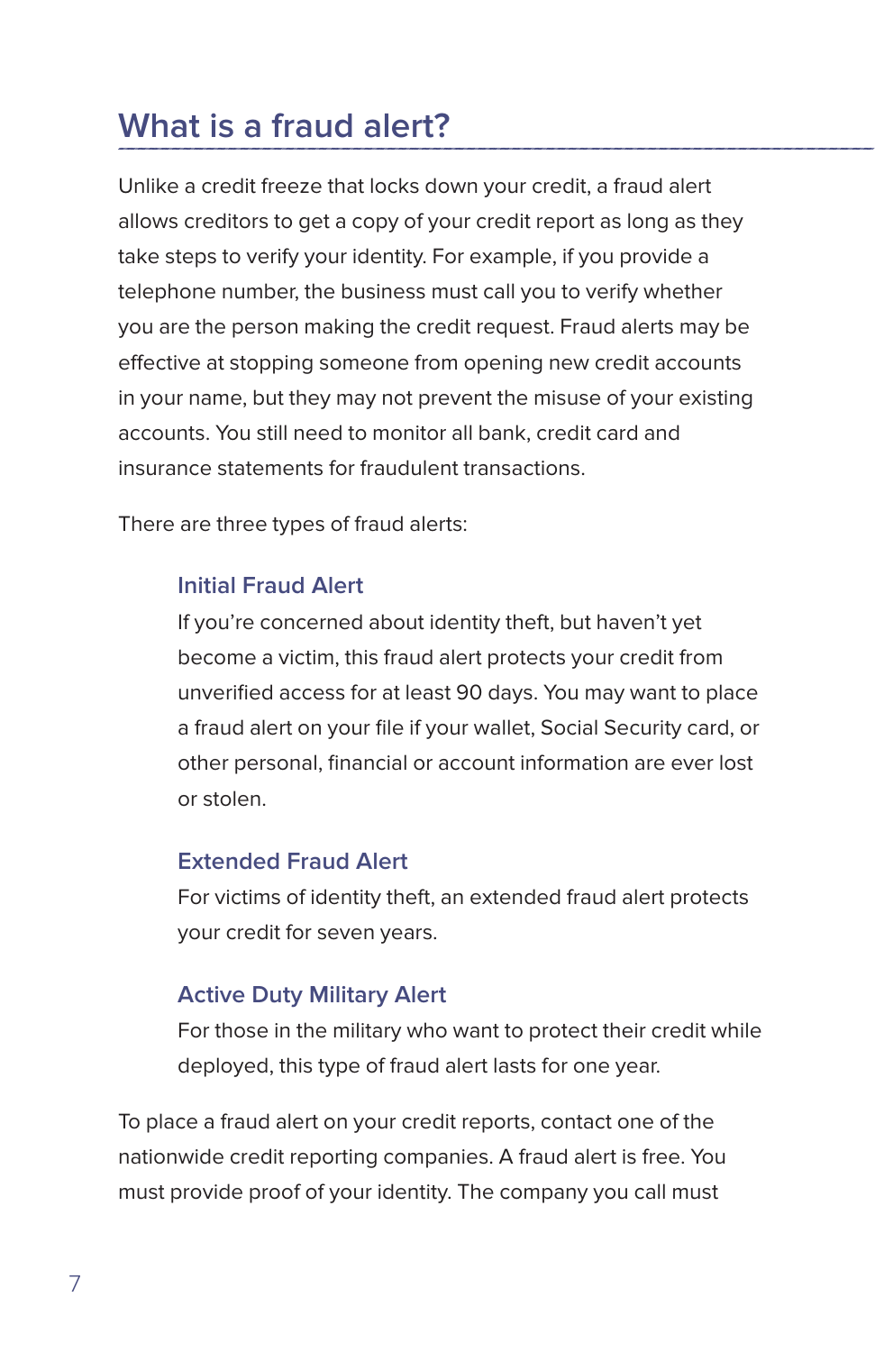## What is a fraud alert?

Unlike a credit freeze that locks down your credit, a fraud alert allows creditors to get a copy of your credit report as long as they take steps to verify your identity. For example, if you provide a telephone number, the business must call you to verify whether you are the person making the credit request. Fraud alerts may be effective at stopping someone from opening new credit accounts in your name, but they may not prevent the misuse of your existing accounts. You still need to monitor all bank, credit card and insurance statements for fraudulent transactions.

There are three types of fraud alerts:

### Initial Fraud Alert

If you're concerned about identity theft, but haven't yet become a victim, this fraud alert protects your credit from unverified access for at least 90 days. You may want to place a fraud alert on your file if your wallet, Social Security card, or other personal, financial or account information are ever lost or stolen.

### Extended Fraud Alert

For victims of identity theft, an extended fraud alert protects your credit for seven years.

### Active Duty Military Alert

For those in the military who want to protect their credit while deployed, this type of fraud alert lasts for one year.

To place a fraud alert on your credit reports, contact one of the nationwide credit reporting companies. A fraud alert is free. You must provide proof of your identity. The company you call must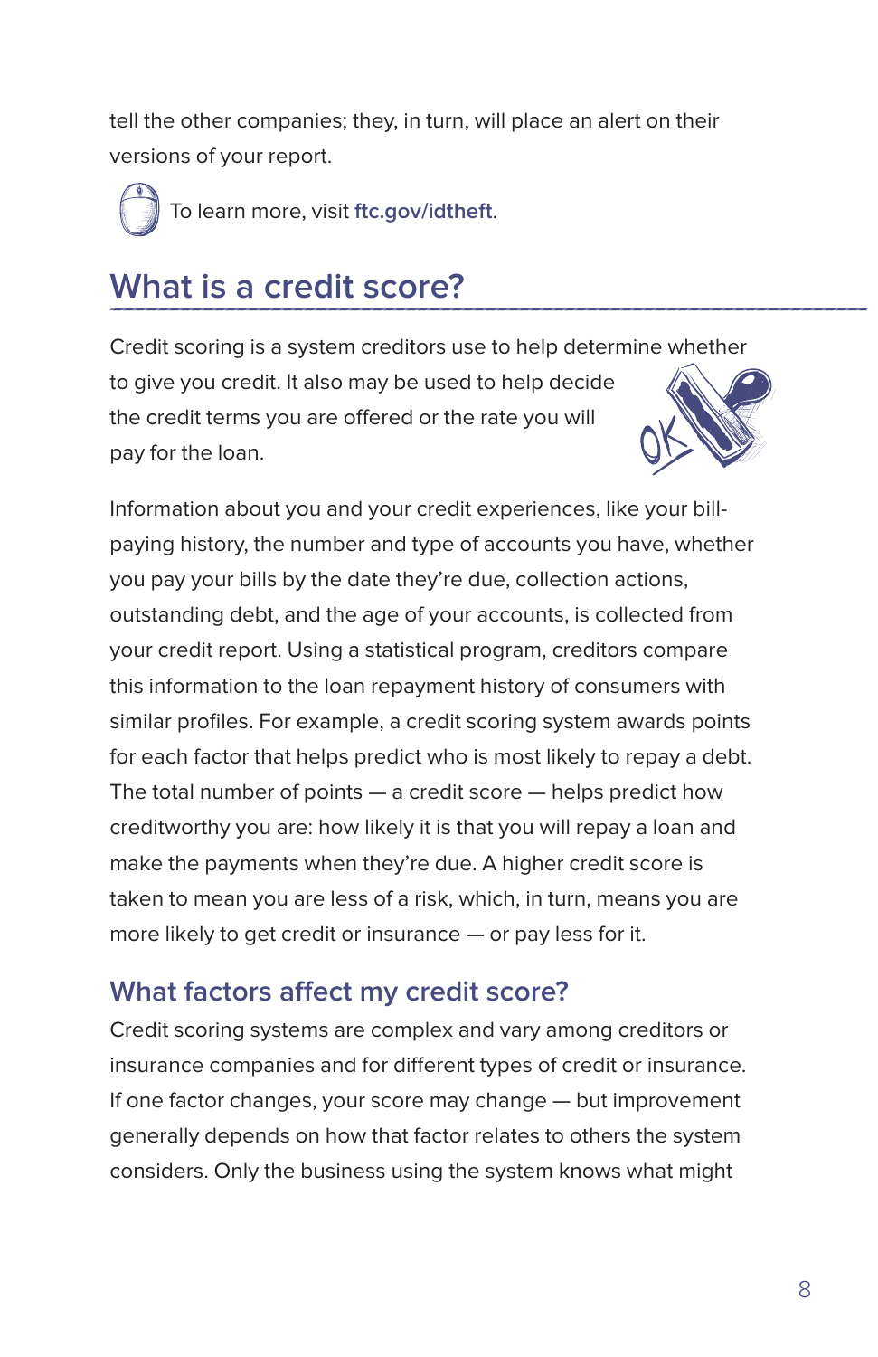tell the other companies; they, in turn, will place an alert on their versions of your report.

To learn more, visit **ftc.gov/idtheft**.

## What is a credit score?

Credit scoring is a system creditors use to help determine whether to give you credit. It also may be used to help decide the credit terms you are offered or the rate you will pay for the loan.

Information about you and your credit experiences, like your bill-paying history, the number and type of accounts you have, whether you pay your bills by the date they're due, collection actions, outstanding debt, and the age of your accounts, is collected from your credit report. Using a statistical program, creditors compare this information to the loan repayment history of consumers with similar profiles. For example, a credit scoring system awards points for each factor that helps predict who is most likely to repay a debt. The total number of points — a credit score — helps predict how creditworthy you are: how likely it is that you will repay a loan and make the payments when they're due. A higher credit score is taken to mean you are less of a risk, which, in turn, means you are more likely to get credit or insurance — or pay less for it.

### What factors affect my credit score?

Credit scoring systems are complex and vary among creditors or insurance companies and for different types of credit or insurance. If one factor changes, your score may change — but improvement generally depends on how that factor relates to others the system considers. Only the business using the system knows what might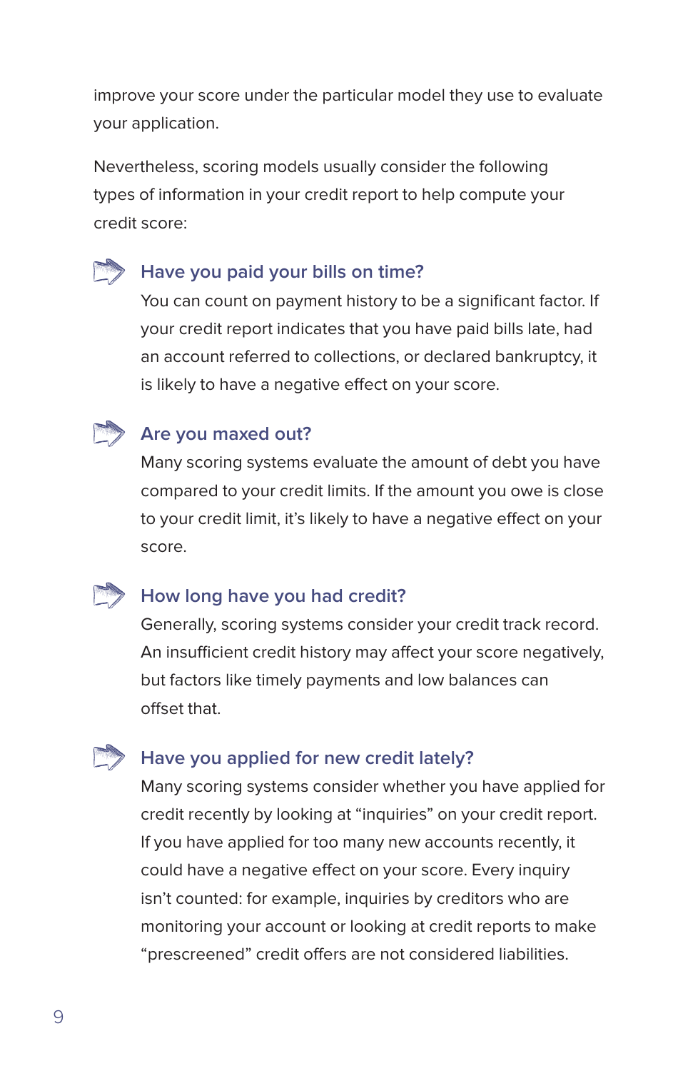improve your score under the particular model they use to evaluate your application.

Nevertheless, scoring models usually consider the following types of information in your credit report to help compute your credit score:

### Have you paid your bills on time?

You can count on payment history to be a significant factor. If your credit report indicates that you have paid bills late, had an account referred to collections, or declared bankruptcy, it is likely to have a negative effect on your score.

### Are you maxed out?

Many scoring systems evaluate the amount of debt you have compared to your credit limits. If the amount you owe is close to your credit limit, it's likely to have a negative effect on your score.

### How long have you had credit?

Generally, scoring systems consider your credit track record. An insufficient credit history may affect your score negatively, but factors like timely payments and low balances can offset that.

### Have you applied for new credit lately?

Many scoring systems consider whether you have applied for credit recently by looking at "inquiries" on your credit report. If you have applied for too many new accounts recently, it could have a negative effect on your score. Every inquiry isn't counted: for example, inquiries by creditors who are monitoring your account or looking at credit reports to make "prescreened" credit offers are not considered liabilities.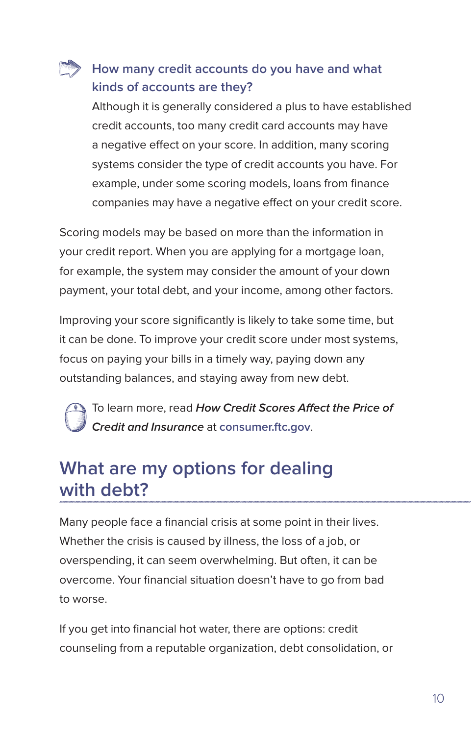### How many credit accounts do you have and what kinds of accounts are they?

Although it is generally considered a plus to have established credit accounts, too many credit card accounts may have a negative effect on your score. In addition, many scoring systems consider the type of credit accounts you have. For example, under some scoring models, loans from finance companies may have a negative effect on your credit score.

Scoring models may be based on more than the information in your credit report. When you are applying for a mortgage loan, for example, the system may consider the amount of your down payment, your total debt, and your income, among other factors.

Improving your score significantly is likely to take some time, but it can be done. To improve your credit score under most systems, focus on paying your bills in a timely way, paying down any outstanding balances, and staying away from new debt.

To learn more, read ***How Credit Scores Affect the Price of Credit and Insurance*** at consumer.ftc.gov.

## What are my options for dealing with debt?

Many people face a financial crisis at some point in their lives. Whether the crisis is caused by illness, the loss of a job, or overspending, it can seem overwhelming. But often, it can be overcome. Your financial situation doesn't have to go from bad to worse.

If you get into financial hot water, there are options: credit counseling from a reputable organization, debt consolidation, or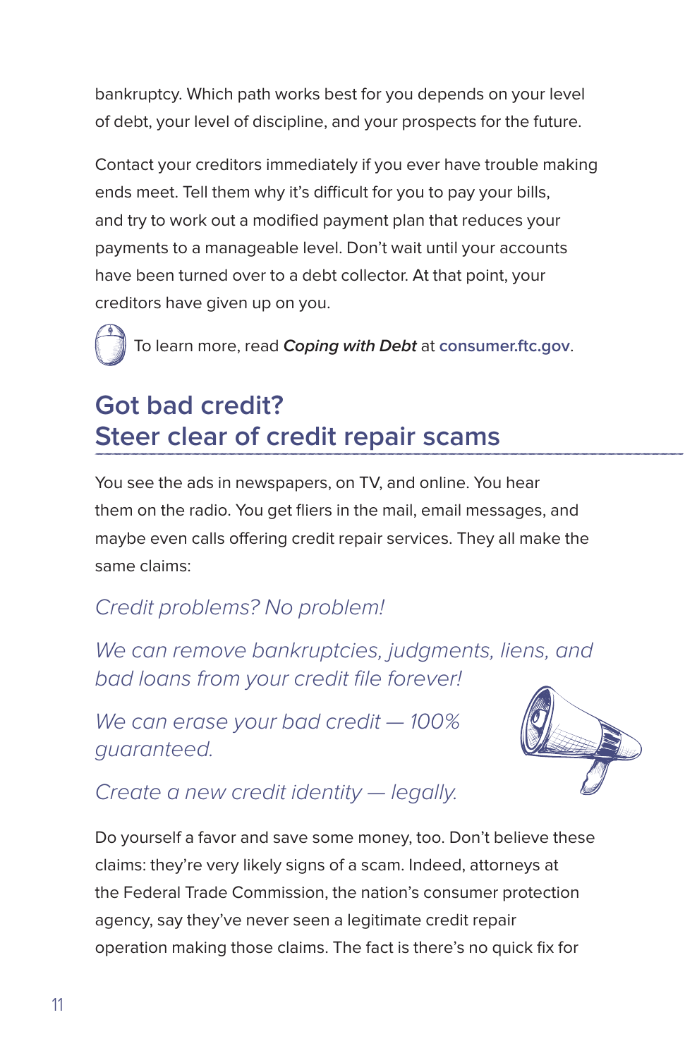bankruptcy. Which path works best for you depends on your level of debt, your level of discipline, and your prospects for the future.

Contact your creditors immediately if you ever have trouble making ends meet. Tell them why it's difficult for you to pay your bills, and try to work out a modified payment plan that reduces your payments to a manageable level. Don't wait until your accounts have been turned over to a debt collector. At that point, your creditors have given up on you.

To learn more, read ***Coping with Debt*** at **consumer.ftc.gov**.

## Got bad credit? Steer clear of credit repair scams

You see the ads in newspapers, on TV, and online. You hear them on the radio. You get fliers in the mail, email messages, and maybe even calls offering credit repair services. They all make the same claims:

*Credit problems? No problem!*

*We can remove bankruptcies, judgments, liens, and bad loans from your credit file forever!*

*We can erase your bad credit — 100% guaranteed.*

*Create a new credit identity — legally.*

Do yourself a favor and save some money, too. Don't believe these claims: they're very likely signs of a scam. Indeed, attorneys at the Federal Trade Commission, the nation's consumer protection agency, say they've never seen a legitimate credit repair operation making those claims. The fact is there's no quick fix for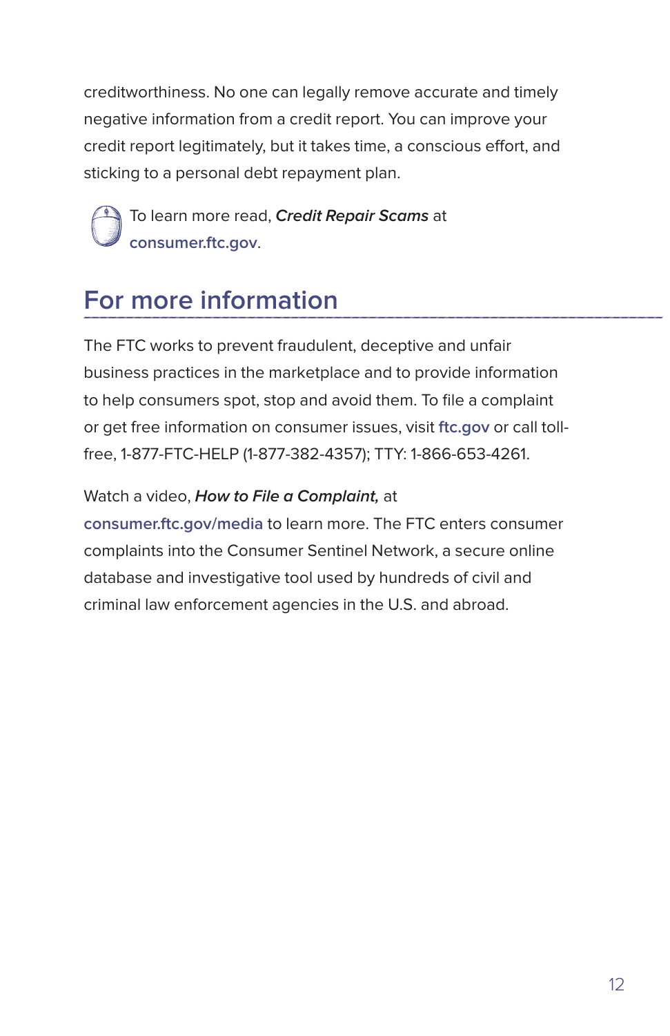creditworthiness. No one can legally remove accurate and timely negative information from a credit report. You can improve your credit report legitimately, but it takes time, a conscious effort, and sticking to a personal debt repayment plan.

To learn more read, ***Credit Repair Scams*** at consumer.ftc.gov.

## For more information

The FTC works to prevent fraudulent, deceptive and unfair business practices in the marketplace and to provide information to help consumers spot, stop and avoid them. To file a complaint or get free information on consumer issues, visit ftc.gov or call toll-free, 1-877-FTC-HELP (1-877-382-4357); TTY: 1-866-653-4261.

Watch a video, ***How to File a Complaint,*** at consumer.ftc.gov/media to learn more. The FTC enters consumer complaints into the Consumer Sentinel Network, a secure online database and investigative tool used by hundreds of civil and criminal law enforcement agencies in the U.S. and abroad.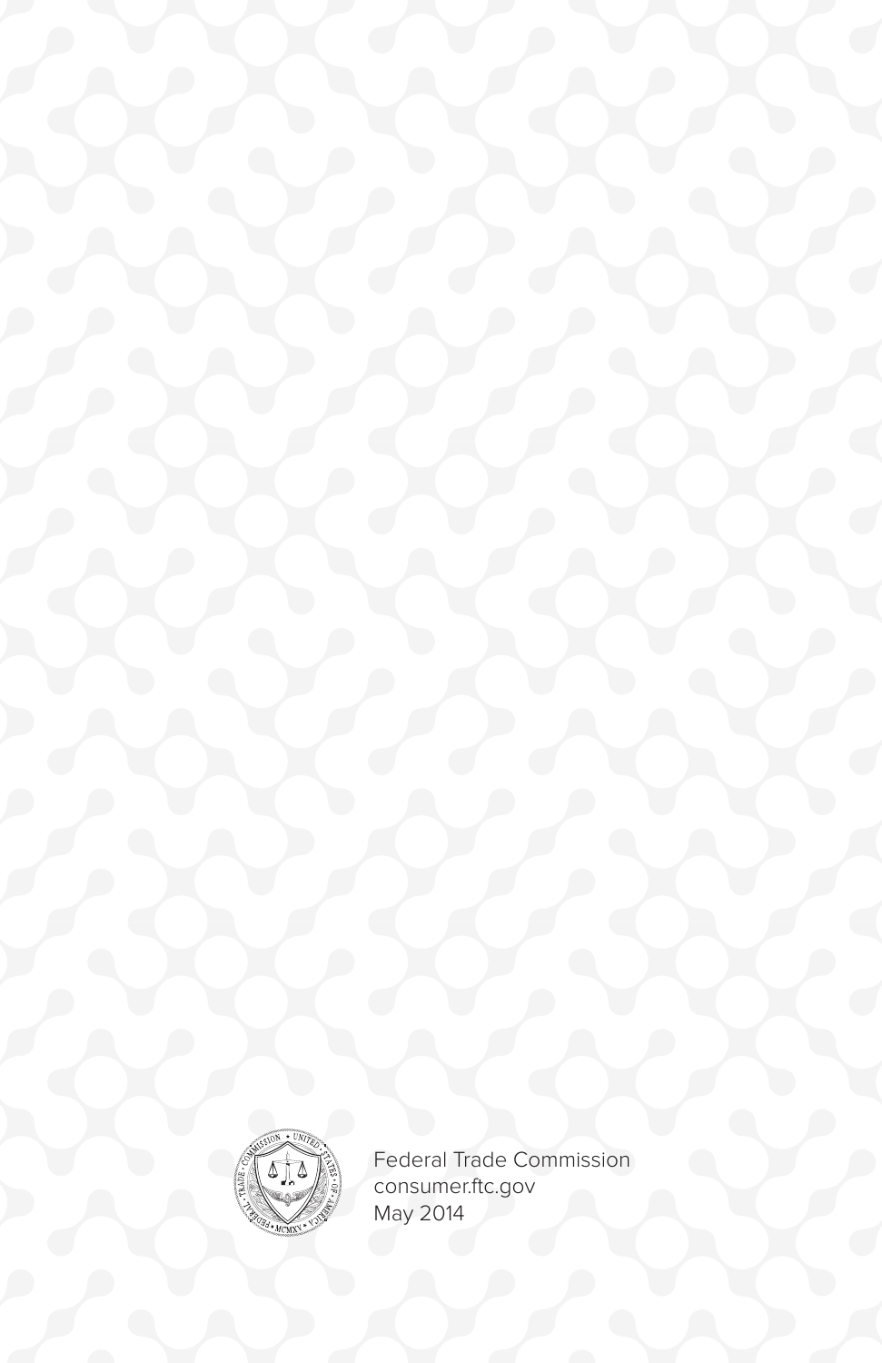Federal Trade Commission
consumer.ftc.gov
May 2014